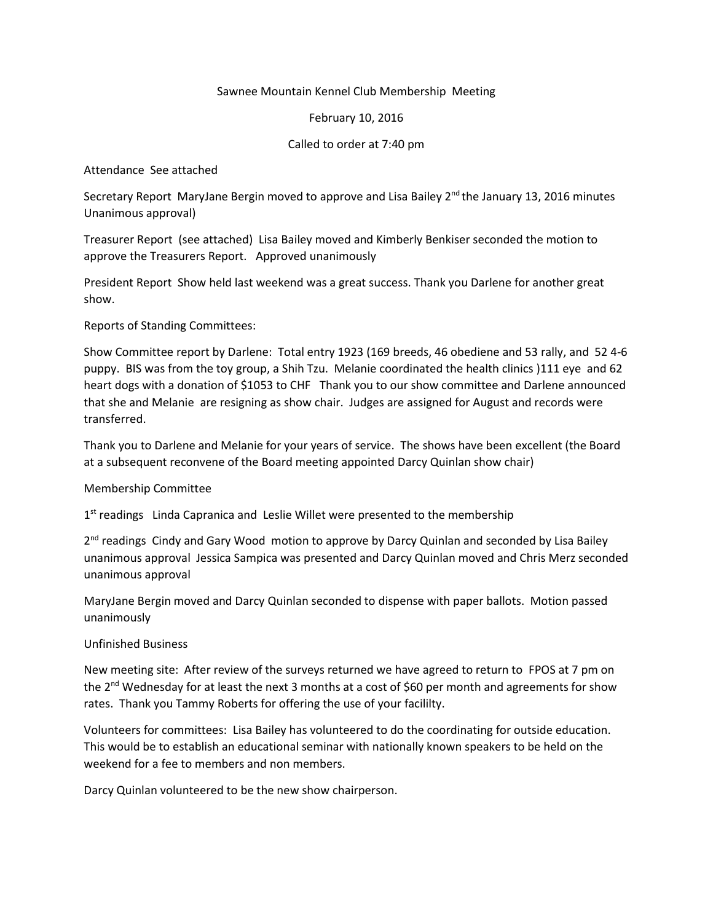Sawnee Mountain Kennel Club Membership Meeting

February 10, 2016

Called to order at 7:40 pm

Attendance See attached

Secretary Report MaryJane Bergin moved to approve and Lisa Bailey 2nd the January 13, 2016 minutes Unanimous approval)

Treasurer Report (see attached) Lisa Bailey moved and Kimberly Benkiser seconded the motion to approve the Treasurers Report. Approved unanimously

President Report Show held last weekend was a great success. Thank you Darlene for another great show.

Reports of Standing Committees:

Show Committee report by Darlene: Total entry 1923 (169 breeds, 46 obediene and 53 rally, and 52 4-6 puppy. BIS was from the toy group, a Shih Tzu. Melanie coordinated the health clinics )111 eye and 62 heart dogs with a donation of $1053 to CHF Thank you to our show committee and Darlene announced that she and Melanie are resigning as show chair. Judges are assigned for August and records were transferred.

Thank you to Darlene and Melanie for your years of service. The shows have been excellent (the Board at a subsequent reconvene of the Board meeting appointed Darcy Quinlan show chair)

Membership Committee

1st readings Linda Capranica and Leslie Willet were presented to the membership

2nd readings Cindy and Gary Wood motion to approve by Darcy Quinlan and seconded by Lisa Bailey unanimous approval Jessica Sampica was presented and Darcy Quinlan moved and Chris Merz seconded unanimous approval

MaryJane Bergin moved and Darcy Quinlan seconded to dispense with paper ballots. Motion passed unanimously

Unfinished Business

New meeting site: After review of the surveys returned we have agreed to return to FPOS at 7 pm on the 2nd Wednesday for at least the next 3 months at a cost of $60 per month and agreements for show rates. Thank you Tammy Roberts for offering the use of your facililty.

Volunteers for committees: Lisa Bailey has volunteered to do the coordinating for outside education. This would be to establish an educational seminar with nationally known speakers to be held on the weekend for a fee to members and non members.

Darcy Quinlan volunteered to be the new show chairperson.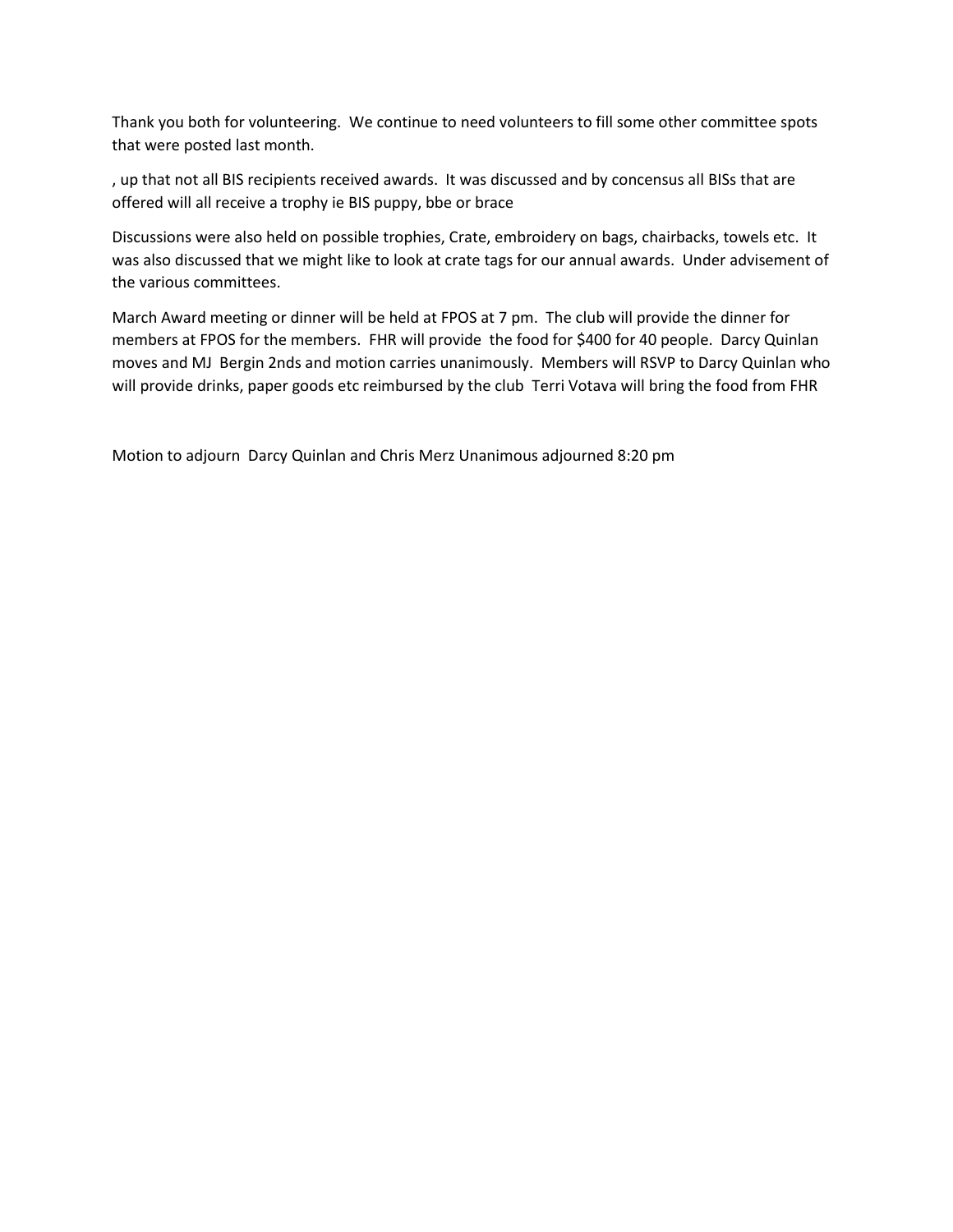Thank you both for volunteering. We continue to need volunteers to fill some other committee spots that were posted last month.

, up that not all BIS recipients received awards. It was discussed and by concensus all BISs that are offered will all receive a trophy ie BIS puppy, bbe or brace

Discussions were also held on possible trophies, Crate, embroidery on bags, chairbacks, towels etc. It was also discussed that we might like to look at crate tags for our annual awards. Under advisement of the various committees.

March Award meeting or dinner will be held at FPOS at 7 pm. The club will provide the dinner for members at FPOS for the members. FHR will provide the food for $400 for 40 people. Darcy Quinlan moves and MJ Bergin 2nds and motion carries unanimously. Members will RSVP to Darcy Quinlan who will provide drinks, paper goods etc reimbursed by the club Terri Votava will bring the food from FHR

Motion to adjourn Darcy Quinlan and Chris Merz Unanimous adjourned 8:20 pm